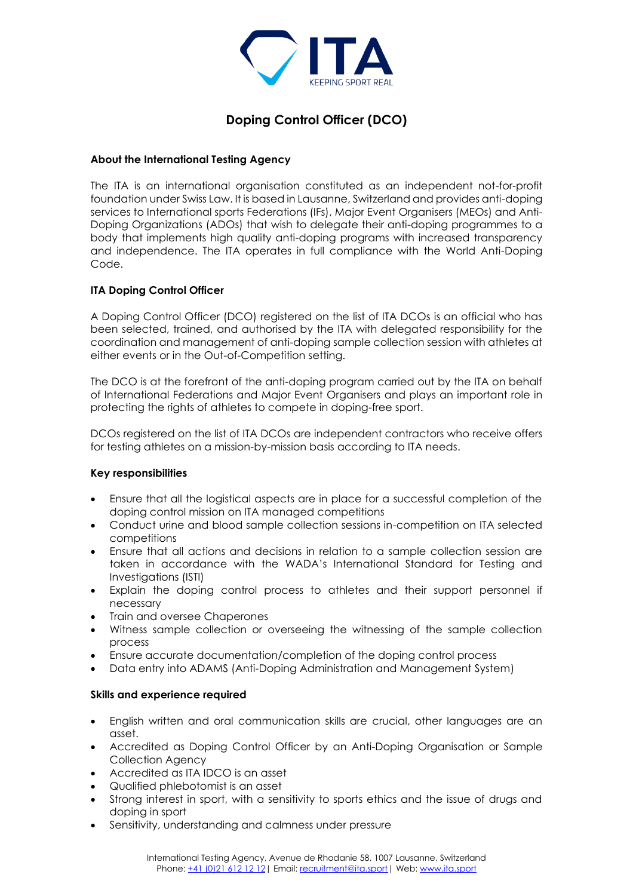# Doping Control Officer (DCO)

### About the International Testing Agency

The ITA is an international organisation constituted as an independent not-for-profit foundation under Swiss Law. It is based in Lausanne, Switzerland and provides anti-doping services to International sports Federations (IFs), Major Event Organisers (MEOs) and Anti-Doping Organizations (ADOs) that wish to delegate their anti-doping programmes to a body that implements high quality anti-doping programs with increased transparency and independence. The ITA operates in full compliance with the World Anti-Doping Code.

### ITA Doping Control Officer

A Doping Control Officer (DCO) registered on the list of ITA DCOs is an official who has been selected, trained, and authorised by the ITA with delegated responsibility for the coordination and management of anti-doping sample collection session with athletes at either events or in the Out-of-Competition setting.

The DCO is at the forefront of the anti-doping program carried out by the ITA on behalf of International Federations and Major Event Organisers and plays an important role in protecting the rights of athletes to compete in doping-free sport.

DCOs registered on the list of ITA DCOs are independent contractors who receive offers for testing athletes on a mission-by-mission basis according to ITA needs.

### Key responsibilities

- Ensure that all the logistical aspects are in place for a successful completion of the doping control mission on ITA managed competitions
- Conduct urine and blood sample collection sessions in-competition on ITA selected competitions
- Ensure that all actions and decisions in relation to a sample collection session are taken in accordance with the WADA's International Standard for Testing and Investigations (ISTI)
- Explain the doping control process to athletes and their support personnel if necessary
- Train and oversee Chaperones
- Witness sample collection or overseeing the witnessing of the sample collection process
- Ensure accurate documentation/completion of the doping control process
- Data entry into ADAMS (Anti-Doping Administration and Management System)

### Skills and experience required

- English written and oral communication skills are crucial, other languages are an asset.
- Accredited as Doping Control Officer by an Anti-Doping Organisation or Sample Collection Agency
- Accredited as ITA IDCO is an asset
- Qualified phlebotomist is an asset
- Strong interest in sport, with a sensitivity to sports ethics and the issue of drugs and doping in sport
- Sensitivity, understanding and calmness under pressure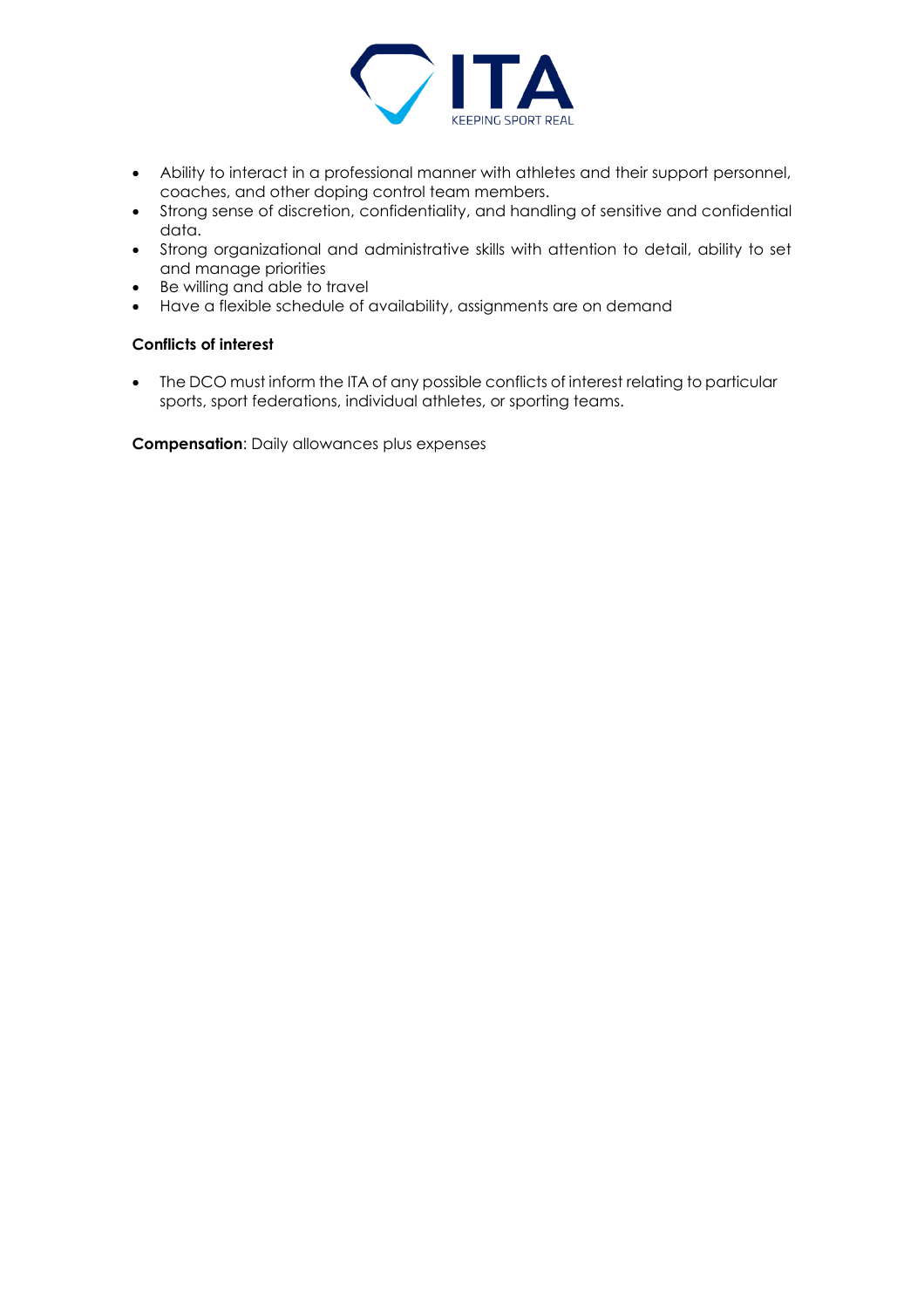- Ability to interact in a professional manner with athletes and their support personnel, coaches, and other doping control team members.
- Strong sense of discretion, confidentiality, and handling of sensitive and confidential data.
- Strong organizational and administrative skills with attention to detail, ability to set and manage priorities
- Be willing and able to travel
- Have a flexible schedule of availability, assignments are on demand

**Conflicts of interest**

- The DCO must inform the ITA of any possible conflicts of interest relating to particular sports, sport federations, individual athletes, or sporting teams.

**Compensation**: Daily allowances plus expenses